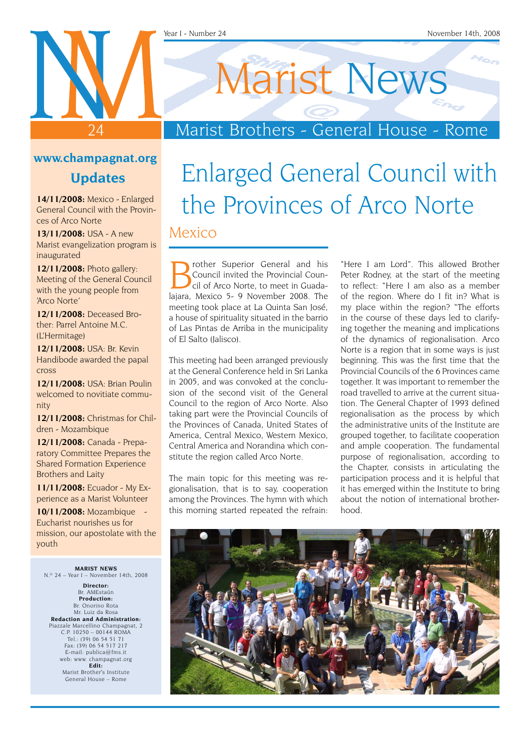# Marist News

Year I - Number 24 — November 14th, 2008

## Marist Brothers - General House - Rome

**www.champagnat.org**

### Updates

**14/11/2008:** Mexico - Enlarged General Council with the Provinces of Arco Norte

**13/11/2008:** USA - A new Marist evangelization program is inaugurated

**12/11/2008:** Photo gallery: Meeting of the General Council with the young people from 'Arco Norte'

**12/11/2008:** Deceased Brother: Parrel Antoine M.C. (L'Hermitage)

**12/11/2008:** USA: Br. Kevin Handibode awarded the papal cross

**12/11/2008:** USA: Brian Poulin welcomed to novitiate community

**12/11/2008:** Christmas for Children - Mozambique

**12/11/2008:** Canada - Preparatory Committee Prepares the Shared Formation Experience Brothers and Laity

**11/11/2008:** Ecuador - My Experience as a Marist Volunteer

**10/11/2008:** Mozambique - Eucharist nourishes us for mission, our apostolate with the youth

**MARIST NEWS**
N.º 24 – Year I – November 14th, 2008

**Director:**
Br. AMEstaún
**Production:**
Br. Onorino Rota
Mr. Luiz da Rosa
**Redaction and Administration:**
Piazzale Marcellino Champagnat, 2
C.P. 10250 – 00144 ROMA
Tel.: (39) 06 54 51 71
Fax: (39) 06 54 517 217
E-mail: publica@fms.it
web: www. champagnat.org
**Edit:**
Marist Brother's Institute
General House – Rome

# Enlarged General Council with the Provinces of Arco Norte

## Mexico

Brother Superior General and his Council invited the Provincial Council of Arco Norte, to meet in Guadalajara, Mexico 5- 9 November 2008. The meeting took place at La Quinta San José, a house of spirituality situated in the barrio of Las Pintas de Arriba in the municipality of El Salto (Jalisco).

This meeting had been arranged previously at the General Conference held in Sri Lanka in 2005, and was convoked at the conclusion of the second visit of the General Council to the region of Arco Norte. Also taking part were the Provincial Councils of the Provinces of Canada, United States of America, Central Mexico, Western Mexico, Central America and Norandina which constitute the region called Arco Norte.

The main topic for this meeting was regionalisation, that is to say, cooperation among the Provinces. The hymn with which this morning started repeated the refrain: "Here I am Lord". This allowed Brother Peter Rodney, at the start of the meeting to reflect: "Here I am also as a member of the region. Where do I fit in? What is my place within the region? "The efforts in the course of these days led to clarifying together the meaning and implications of the dynamics of regionalisation. Arco Norte is a region that in some ways is just beginning. This was the first time that the Provincial Councils of the 6 Provinces came together. It was important to remember the road travelled to arrive at the current situation. The General Chapter of 1993 defined regionalisation as the process by which the administrative units of the Institute are grouped together, to facilitate cooperation and ample cooperation. The fundamental purpose of regionalisation, according to the Chapter, consists in articulating the participation process and it is helpful that it has emerged within the Institute to bring about the notion of international brotherhood.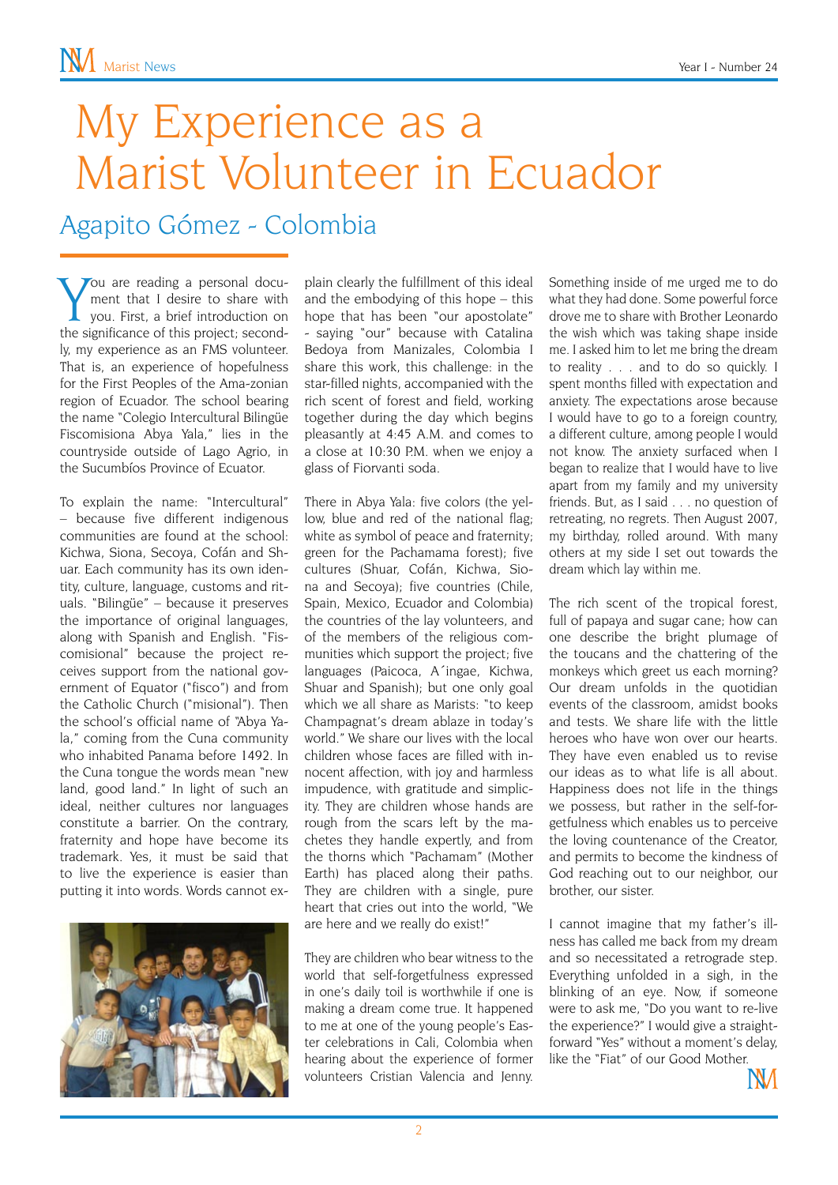# My Experience as a Marist Volunteer in Ecuador

## Agapito Gómez - Colombia

You are reading a personal document that I desire to share with you. First, a brief introduction on the significance of this project; secondly, my experience as an FMS volunteer. That is, an experience of hopefulness for the First Peoples of the Ama-zonian region of Ecuador. The school bearing the name "Colegio Intercultural Bilingüe Fiscomisiona Abya Yala," lies in the countryside outside of Lago Agrio, in the Sucumbíos Province of Ecuator.

To explain the name: "Intercultural" – because five different indigenous communities are found at the school: Kichwa, Siona, Secoya, Cofán and Shuar. Each community has its own identity, culture, language, customs and rituals. "Bilingüe" – because it preserves the importance of original languages, along with Spanish and English. "Fiscomisional" because the project receives support from the national government of Equator ("fisco") and from the Catholic Church ("misional"). Then the school's official name of "Abya Yala," coming from the Cuna community who inhabited Panama before 1492. In the Cuna tongue the words mean "new land, good land." In light of such an ideal, neither cultures nor languages constitute a barrier. On the contrary, fraternity and hope have become its trademark. Yes, it must be said that to live the experience is easier than putting it into words. Words cannot explain clearly the fulfillment of this ideal and the embodying of this hope – this hope that has been "our apostolate" - saying "our" because with Catalina Bedoya from Manizales, Colombia I share this work, this challenge: in the star-filled nights, accompanied with the rich scent of forest and field, working together during the day which begins pleasantly at 4:45 A.M. and comes to a close at 10:30 P.M. when we enjoy a glass of Fiorvanti soda.

There in Abya Yala: five colors (the yellow, blue and red of the national flag; white as symbol of peace and fraternity; green for the Pachamama forest); five cultures (Shuar, Cofán, Kichwa, Siona and Secoya); five countries (Chile, Spain, Mexico, Ecuador and Colombia) the countries of the lay volunteers, and of the members of the religious communities which support the project; five languages (Paicoca, A´ingae, Kichwa, Shuar and Spanish); but one only goal which we all share as Marists: "to keep Champagnat's dream ablaze in today's world." We share our lives with the local children whose faces are filled with innocent affection, with joy and harmless impudence, with gratitude and simplicity. They are children whose hands are rough from the scars left by the machetes they handle expertly, and from the thorns which "Pachamam" (Mother Earth) has placed along their paths. They are children with a single, pure heart that cries out into the world, "We are here and we really do exist!"

They are children who bear witness to the world that self-forgetfulness expressed in one's daily toil is worthwhile if one is making a dream come true. It happened to me at one of the young people's Easter celebrations in Cali, Colombia when hearing about the experience of former volunteers Cristian Valencia and Jenny. Something inside of me urged me to do what they had done. Some powerful force drove me to share with Brother Leonardo the wish which was taking shape inside me. I asked him to let me bring the dream to reality . . . and to do so quickly. I spent months filled with expectation and anxiety. The expectations arose because I would have to go to a foreign country, a different culture, among people I would not know. The anxiety surfaced when I began to realize that I would have to live apart from my family and my university friends. But, as I said . . . no question of retreating, no regrets. Then August 2007, my birthday, rolled around. With many others at my side I set out towards the dream which lay within me.

The rich scent of the tropical forest, full of papaya and sugar cane; how can one describe the bright plumage of the toucans and the chattering of the monkeys which greet us each morning? Our dream unfolds in the quotidian events of the classroom, amidst books and tests. We share life with the little heroes who have won over our hearts. They have even enabled us to revise our ideas as to what life is all about. Happiness does not life in the things we possess, but rather in the self-forgetfulness which enables us to perceive the loving countenance of the Creator, and permits to become the kindness of God reaching out to our neighbor, our brother, our sister.

I cannot imagine that my father's illness has called me back from my dream and so necessitated a retrograde step. Everything unfolded in a sigh, in the blinking of an eye. Now, if someone were to ask me, "Do you want to re-live the experience?" I would give a straightforward "Yes" without a moment's delay, like the "Fiat" of our Good Mother.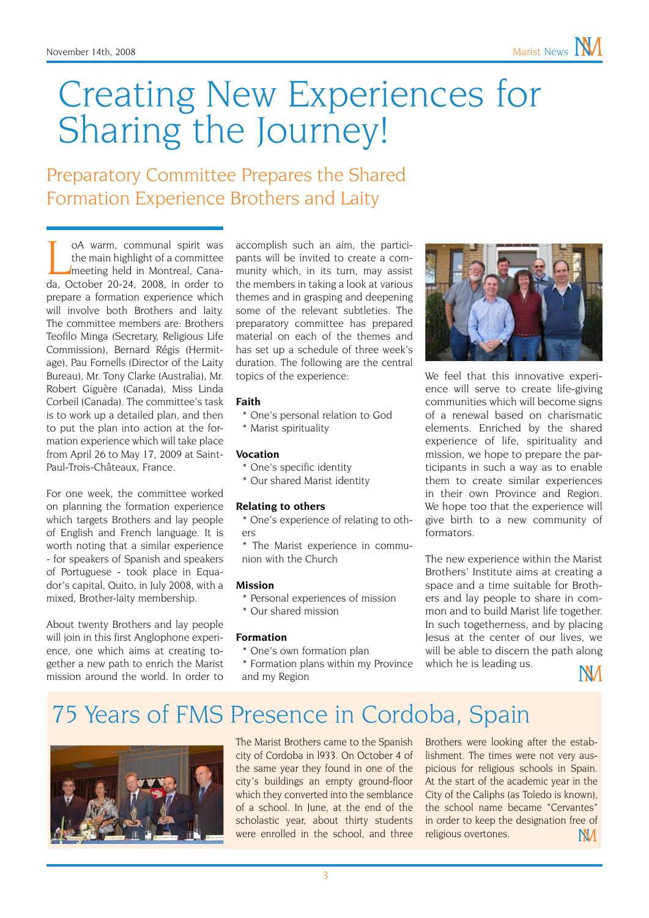# Creating New Experiences for Sharing the Journey!

## Preparatory Committee Prepares the Shared Formation Experience Brothers and Laity

LoA warm, communal spirit was the main highlight of a committee meeting held in Montreal, Canada, October 20-24, 2008, in order to prepare a formation experience which will involve both Brothers and laity. The committee members are: Brothers Teofilo Minga (Secretary, Religious Life Commission), Bernard Régis (Hermitage), Pau Fornells (Director of the Laity Bureau), Mr. Tony Clarke (Australia), Mr. Robert Giguère (Canada), Miss Linda Corbeil (Canada). The committee's task is to work up a detailed plan, and then to put the plan into action at the formation experience which will take place from April 26 to May 17, 2009 at Saint-Paul-Trois-Châteaux, France.

For one week, the committee worked on planning the formation experience which targets Brothers and lay people of English and French language. It is worth noting that a similar experience - for speakers of Spanish and speakers of Portuguese - took place in Equador's capital, Quito, in July 2008, with a mixed, Brother-laity membership.

About twenty Brothers and lay people will join in this first Anglophone experience, one which aims at creating together a new path to enrich the Marist mission around the world. In order to accomplish such an aim, the participants will be invited to create a community which, in its turn, may assist the members in taking a look at various themes and in grasping and deepening some of the relevant subtleties. The preparatory committee has prepared material on each of the themes and has set up a schedule of three week's duration. The following are the central topics of the experience:

**Faith**
* One's personal relation to God
* Marist spirituality

**Vocation**
* One's specific identity
* Our shared Marist identity

**Relating to others**
* One's experience of relating to others
* The Marist experience in communion with the Church

**Mission**
* Personal experiences of mission
* Our shared mission

**Formation**
* One's own formation plan
* Formation plans within my Province and my Region

We feel that this innovative experience will serve to create life-giving communities which will become signs of a renewal based on charismatic elements. Enriched by the shared experience of life, spirituality and mission, we hope to prepare the participants in such a way as to enable them to create similar experiences in their own Province and Region. We hope too that the experience will give birth to a new community of formators.

The new experience within the Marist Brothers' Institute aims at creating a space and a time suitable for Brothers and lay people to share in common and to build Marist life together. In such togetherness, and by placing Jesus at the center of our lives, we will be able to discern the path along which he is leading us.

# 75 Years of FMS Presence in Cordoba, Spain

The Marist Brothers came to the Spanish city of Cordoba in 1933. On October 4 of the same year they found in one of the city's buildings an empty ground-floor which they converted into the semblance of a school. In June, at the end of the scholastic year, about thirty students were enrolled in the school, and three Brothers were looking after the establishment. The times were not very auspicious for religious schools in Spain. At the start of the academic year in the City of the Caliphs (as Toledo is known), the school name became "Cervantes" in order to keep the designation free of religious overtones.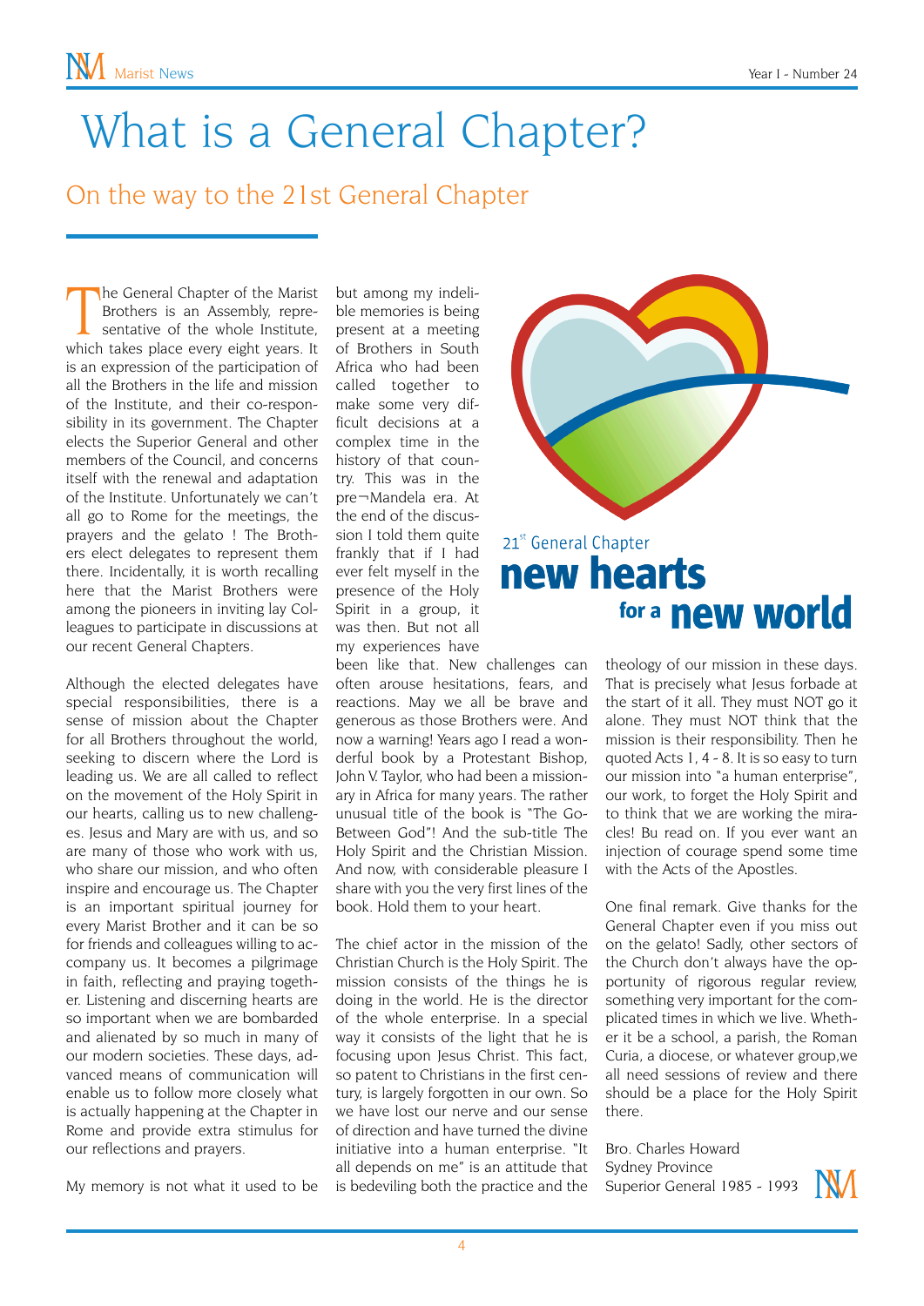# What is a General Chapter?

## On the way to the 21st General Chapter

The General Chapter of the Marist Brothers is an Assembly, representative of the whole Institute, which takes place every eight years. It is an expression of the participation of all the Brothers in the life and mission of the Institute, and their co-responsibility in its government. The Chapter elects the Superior General and other members of the Council, and concerns itself with the renewal and adaptation of the Institute. Unfortunately we can't all go to Rome for the meetings, the prayers and the gelato ! The Brothers elect delegates to represent them there. Incidentally, it is worth recalling here that the Marist Brothers were among the pioneers in inviting lay Colleagues to participate in discussions at our recent General Chapters.

Although the elected delegates have special responsibilities, there is a sense of mission about the Chapter for all Brothers throughout the world, seeking to discern where the Lord is leading us. We are all called to reflect on the movement of the Holy Spirit in our hearts, calling us to new challenges. Jesus and Mary are with us, and so are many of those who work with us, who share our mission, and who often inspire and encourage us. The Chapter is an important spiritual journey for every Marist Brother and it can be so for friends and colleagues willing to accompany us. It becomes a pilgrimage in faith, reflecting and praying together. Listening and discerning hearts are so important when we are bombarded and alienated by so much in many of our modern societies. These days, advanced means of communication will enable us to follow more closely what is actually happening at the Chapter in Rome and provide extra stimulus for our reflections and prayers.

My memory is not what it used to be but among my indelible memories is being present at a meeting of Brothers in South Africa who had been called together to make some very difficult decisions at a complex time in the history of that country. This was in the pre¬Mandela era. At the end of the discussion I told them quite frankly that if I had ever felt myself in the presence of the Holy Spirit in a group, it was then. But not all my experiences have been like that. New challenges can often arouse hesitations, fears, and reactions. May we all be brave and generous as those Brothers were. And now a warning! Years ago I read a wonderful book by a Protestant Bishop, John V. Taylor, who had been a missionary in Africa for many years. The rather unusual title of the book is "The Go-Between God"! And the sub-title The Holy Spirit and the Christian Mission. And now, with considerable pleasure I share with you the very first lines of the book. Hold them to your heart.

The chief actor in the mission of the Christian Church is the Holy Spirit. The mission consists of the things he is doing in the world. He is the director of the whole enterprise. In a special way it consists of the light that he is focusing upon Jesus Christ. This fact, so patent to Christians in the first century, is largely forgotten in our own. So we have lost our nerve and our sense of direction and have turned the divine initiative into a human enterprise. "It all depends on me" is an attitude that is bedeviling both the practice and the theology of our mission in these days. That is precisely what Jesus forbade at the start of it all. They must NOT go it alone. They must NOT think that the mission is their responsibility. Then he quoted Acts I, 4 - 8. It is so easy to turn our mission into "a human enterprise", our work, to forget the Holy Spirit and to think that we are working the miracles! Bu read on. If you ever want an injection of courage spend some time with the Acts of the Apostles.

21st General Chapter
**new hearts for a new world**

One final remark. Give thanks for the General Chapter even if you miss out on the gelato! Sadly, other sectors of the Church don't always have the opportunity of rigorous regular review, something very important for the complicated times in which we live. Whether it be a school, a parish, the Roman Curia, a diocese, or whatever group,we all need sessions of review and there should be a place for the Holy Spirit there.

Bro. Charles Howard
Sydney Province
Superior General 1985 - 1993